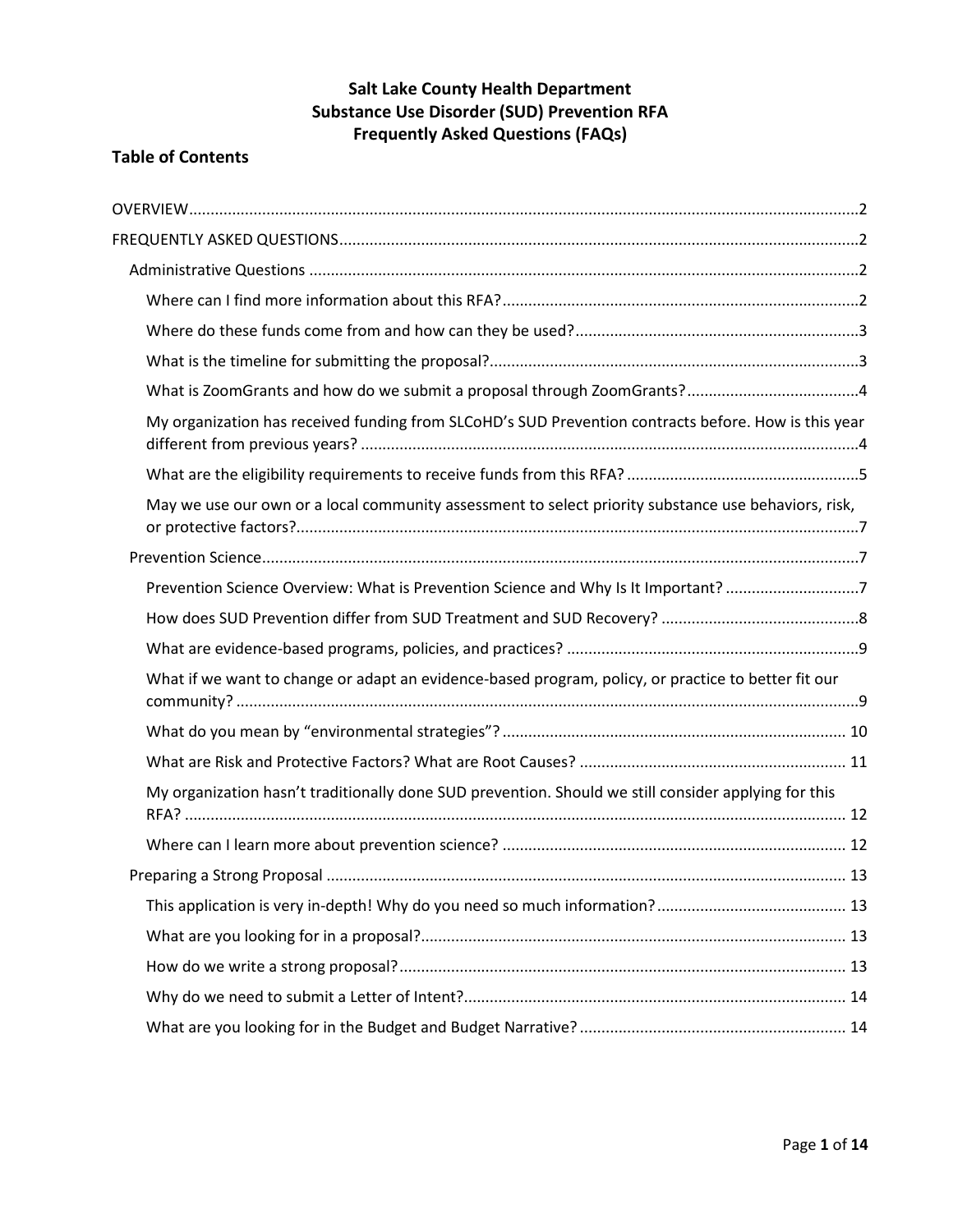# Salt Lake County Health Department
# Substance Use Disorder (SUD) Prevention RFA
# Frequently Asked Questions (FAQs)

## Table of Contents

- OVERVIEW .......... 2
- FREQUENTLY ASKED QUESTIONS .......... 2
  - Administrative Questions .......... 2
    - Where can I find more information about this RFA? .......... 2
    - Where do these funds come from and how can they be used? .......... 3
    - What is the timeline for submitting the proposal? .......... 3
    - What is ZoomGrants and how do we submit a proposal through ZoomGrants? .......... 4
    - My organization has received funding from SLCoHD's SUD Prevention contracts before. How is this year different from previous years? .......... 4
    - What are the eligibility requirements to receive funds from this RFA? .......... 5
    - May we use our own or a local community assessment to select priority substance use behaviors, risk, or protective factors? .......... 7
  - Prevention Science .......... 7
    - Prevention Science Overview: What is Prevention Science and Why Is It Important? .......... 7
    - How does SUD Prevention differ from SUD Treatment and SUD Recovery? .......... 8
    - What are evidence-based programs, policies, and practices? .......... 9
    - What if we want to change or adapt an evidence-based program, policy, or practice to better fit our community? .......... 9
    - What do you mean by "environmental strategies"? .......... 10
    - What are Risk and Protective Factors? What are Root Causes? .......... 11
    - My organization hasn't traditionally done SUD prevention. Should we still consider applying for this RFA? .......... 12
    - Where can I learn more about prevention science? .......... 12
  - Preparing a Strong Proposal .......... 13
    - This application is very in-depth! Why do you need so much information? .......... 13
    - What are you looking for in a proposal? .......... 13
    - How do we write a strong proposal? .......... 13
    - Why do we need to submit a Letter of Intent? .......... 14
    - What are you looking for in the Budget and Budget Narrative? .......... 14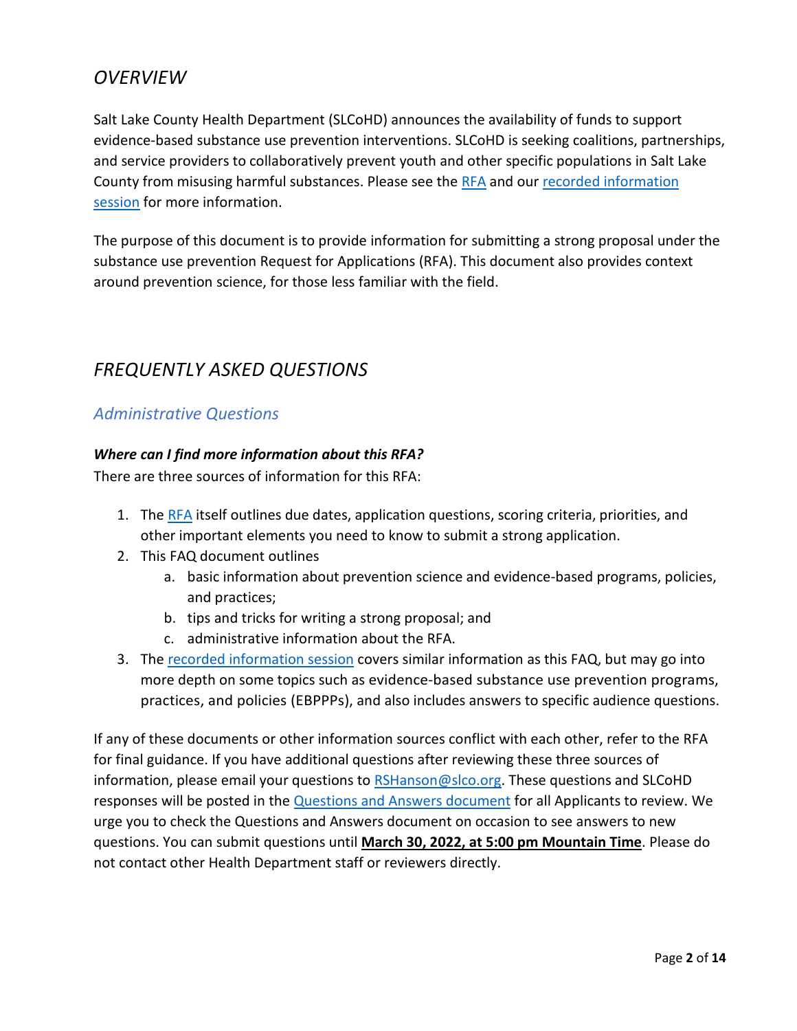## *OVERVIEW*

Salt Lake County Health Department (SLCoHD) announces the availability of funds to support evidence-based substance use prevention interventions. SLCoHD is seeking coalitions, partnerships, and service providers to collaboratively prevent youth and other specific populations in Salt Lake County from misusing harmful substances. Please see the RFA and our recorded information session for more information.

The purpose of this document is to provide information for submitting a strong proposal under the substance use prevention Request for Applications (RFA). This document also provides context around prevention science, for those less familiar with the field.

## *FREQUENTLY ASKED QUESTIONS*

### *Administrative Questions*

***Where can I find more information about this RFA?***

There are three sources of information for this RFA:

1. The RFA itself outlines due dates, application questions, scoring criteria, priorities, and other important elements you need to know to submit a strong application.
2. This FAQ document outlines
   a. basic information about prevention science and evidence-based programs, policies, and practices;
   b. tips and tricks for writing a strong proposal; and
   c. administrative information about the RFA.
3. The recorded information session covers similar information as this FAQ, but may go into more depth on some topics such as evidence-based substance use prevention programs, practices, and policies (EBPPPs), and also includes answers to specific audience questions.

If any of these documents or other information sources conflict with each other, refer to the RFA for final guidance. If you have additional questions after reviewing these three sources of information, please email your questions to RSHanson@slco.org. These questions and SLCoHD responses will be posted in the Questions and Answers document for all Applicants to review. We urge you to check the Questions and Answers document on occasion to see answers to new questions. You can submit questions until **March 30, 2022, at 5:00 pm Mountain Time**. Please do not contact other Health Department staff or reviewers directly.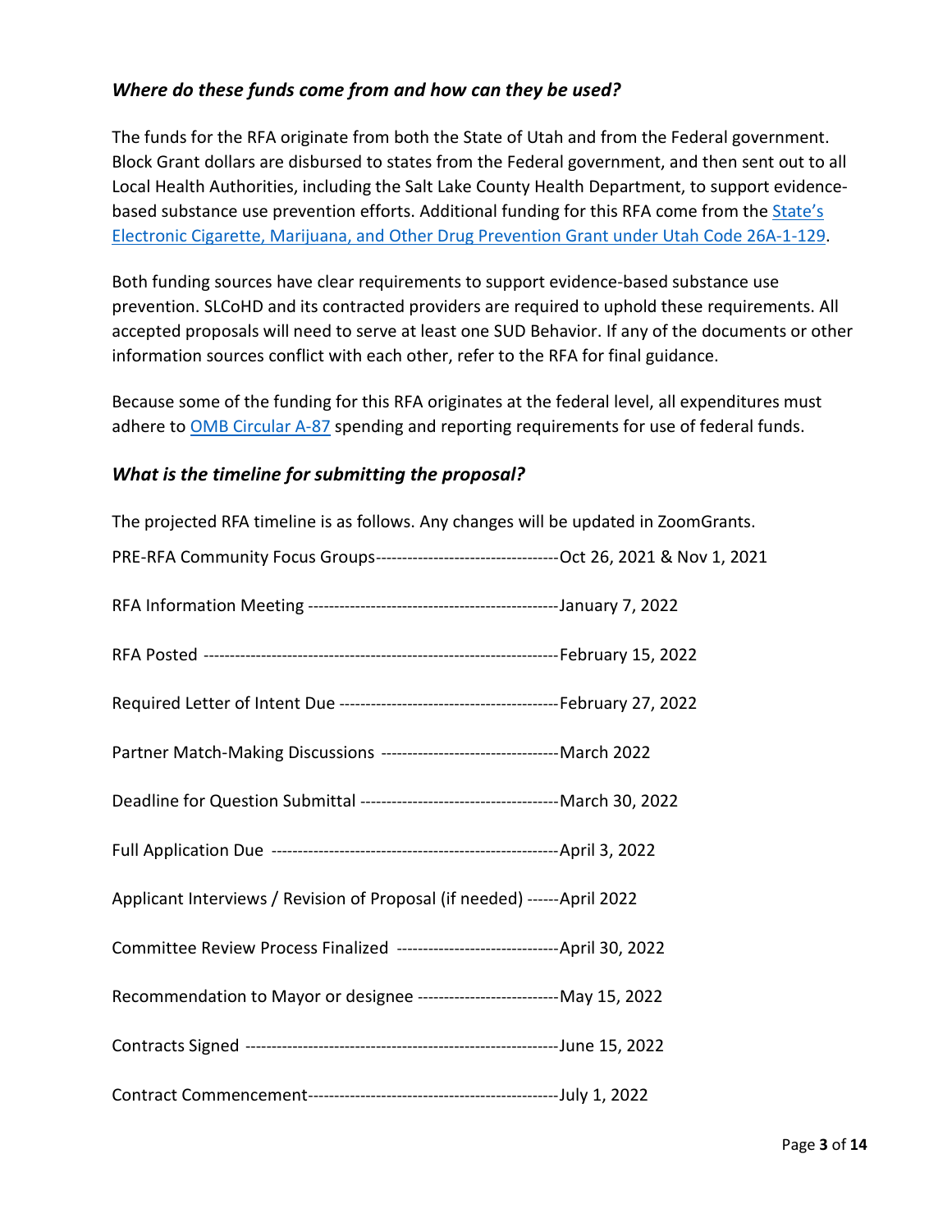### *Where do these funds come from and how can they be used?*

The funds for the RFA originate from both the State of Utah and from the Federal government. Block Grant dollars are disbursed to states from the Federal government, and then sent out to all Local Health Authorities, including the Salt Lake County Health Department, to support evidence-based substance use prevention efforts. Additional funding for this RFA come from the [State's Electronic Cigarette, Marijuana, and Other Drug Prevention Grant under Utah Code 26A-1-129]().

Both funding sources have clear requirements to support evidence-based substance use prevention. SLCoHD and its contracted providers are required to uphold these requirements. All accepted proposals will need to serve at least one SUD Behavior. If any of the documents or other information sources conflict with each other, refer to the RFA for final guidance.

Because some of the funding for this RFA originates at the federal level, all expenditures must adhere to [OMB Circular A-87]() spending and reporting requirements for use of federal funds.

### *What is the timeline for submitting the proposal?*

The projected RFA timeline is as follows. Any changes will be updated in ZoomGrants.

PRE-RFA Community Focus Groups----------------------------------Oct 26, 2021 & Nov 1, 2021

RFA Information Meeting ------------------------------------------------January 7, 2022

RFA Posted -------------------------------------------------------------------February 15, 2022

Required Letter of Intent Due -----------------------------------------February 27, 2022

Partner Match-Making Discussions ---------------------------------March 2022

Deadline for Question Submittal -------------------------------------March 30, 2022

Full Application Due ------------------------------------------------------April 3, 2022

Applicant Interviews / Revision of Proposal (if needed) ------April 2022

Committee Review Process Finalized ------------------------------April 30, 2022

Recommendation to Mayor or designee ---------------------------May 15, 2022

Contracts Signed ------------------------------------------------------------June 15, 2022

Contract Commencement-----------------------------------------------July 1, 2022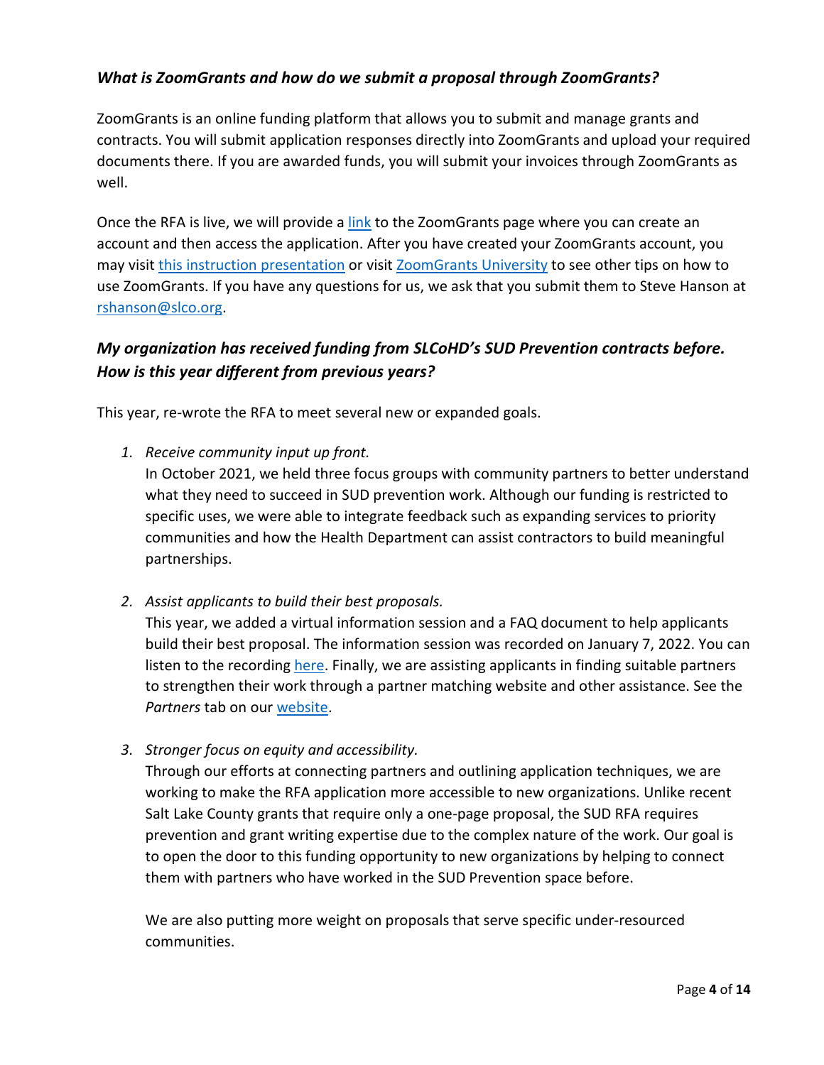### *What is ZoomGrants and how do we submit a proposal through ZoomGrants?*

ZoomGrants is an online funding platform that allows you to submit and manage grants and contracts. You will submit application responses directly into ZoomGrants and upload your required documents there. If you are awarded funds, you will submit your invoices through ZoomGrants as well.

Once the RFA is live, we will provide a link to the ZoomGrants page where you can create an account and then access the application. After you have created your ZoomGrants account, you may visit this instruction presentation or visit ZoomGrants University to see other tips on how to use ZoomGrants. If you have any questions for us, we ask that you submit them to Steve Hanson at rshanson@slco.org.

### *My organization has received funding from SLCoHD's SUD Prevention contracts before. How is this year different from previous years?*

This year, re-wrote the RFA to meet several new or expanded goals.

1. *Receive community input up front.*
   In October 2021, we held three focus groups with community partners to better understand what they need to succeed in SUD prevention work. Although our funding is restricted to specific uses, we were able to integrate feedback such as expanding services to priority communities and how the Health Department can assist contractors to build meaningful partnerships.

2. *Assist applicants to build their best proposals.*
   This year, we added a virtual information session and a FAQ document to help applicants build their best proposal. The information session was recorded on January 7, 2022. You can listen to the recording here. Finally, we are assisting applicants in finding suitable partners to strengthen their work through a partner matching website and other assistance. See the *Partners* tab on our website.

3. *Stronger focus on equity and accessibility.*
   Through our efforts at connecting partners and outlining application techniques, we are working to make the RFA application more accessible to new organizations. Unlike recent Salt Lake County grants that require only a one-page proposal, the SUD RFA requires prevention and grant writing expertise due to the complex nature of the work. Our goal is to open the door to this funding opportunity to new organizations by helping to connect them with partners who have worked in the SUD Prevention space before.

   We are also putting more weight on proposals that serve specific under-resourced communities.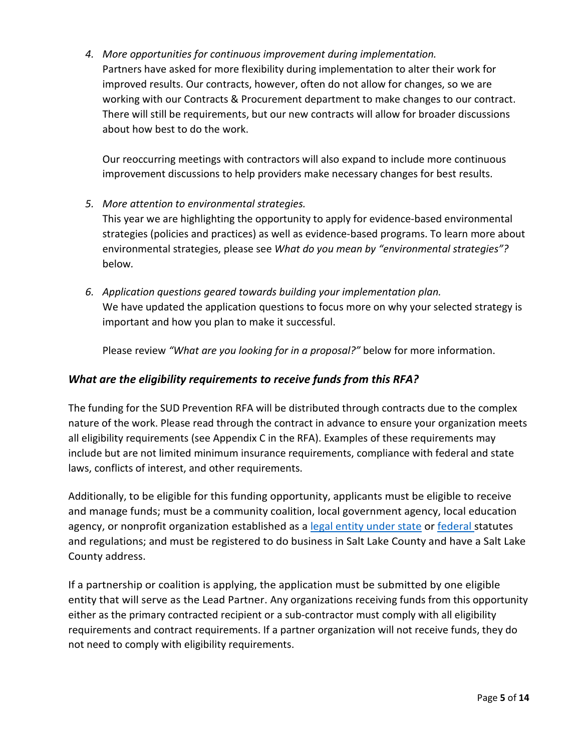4. *More opportunities for continuous improvement during implementation.*
   Partners have asked for more flexibility during implementation to alter their work for improved results. Our contracts, however, often do not allow for changes, so we are working with our Contracts & Procurement department to make changes to our contract. There will still be requirements, but our new contracts will allow for broader discussions about how best to do the work.

   Our reoccurring meetings with contractors will also expand to include more continuous improvement discussions to help providers make necessary changes for best results.

5. *More attention to environmental strategies.*
   This year we are highlighting the opportunity to apply for evidence-based environmental strategies (policies and practices) as well as evidence-based programs. To learn more about environmental strategies, please see *What do you mean by "environmental strategies"?* below.

6. *Application questions geared towards building your implementation plan.*
   We have updated the application questions to focus more on why your selected strategy is important and how you plan to make it successful.

   Please review *"What are you looking for in a proposal?"* below for more information.

### *What are the eligibility requirements to receive funds from this RFA?*

The funding for the SUD Prevention RFA will be distributed through contracts due to the complex nature of the work. Please read through the contract in advance to ensure your organization meets all eligibility requirements (see Appendix C in the RFA). Examples of these requirements may include but are not limited minimum insurance requirements, compliance with federal and state laws, conflicts of interest, and other requirements.

Additionally, to be eligible for this funding opportunity, applicants must be eligible to receive and manage funds; must be a community coalition, local government agency, local education agency, or nonprofit organization established as a legal entity under state or federal statutes and regulations; and must be registered to do business in Salt Lake County and have a Salt Lake County address.

If a partnership or coalition is applying, the application must be submitted by one eligible entity that will serve as the Lead Partner. Any organizations receiving funds from this opportunity either as the primary contracted recipient or a sub-contractor must comply with all eligibility requirements and contract requirements. If a partner organization will not receive funds, they do not need to comply with eligibility requirements.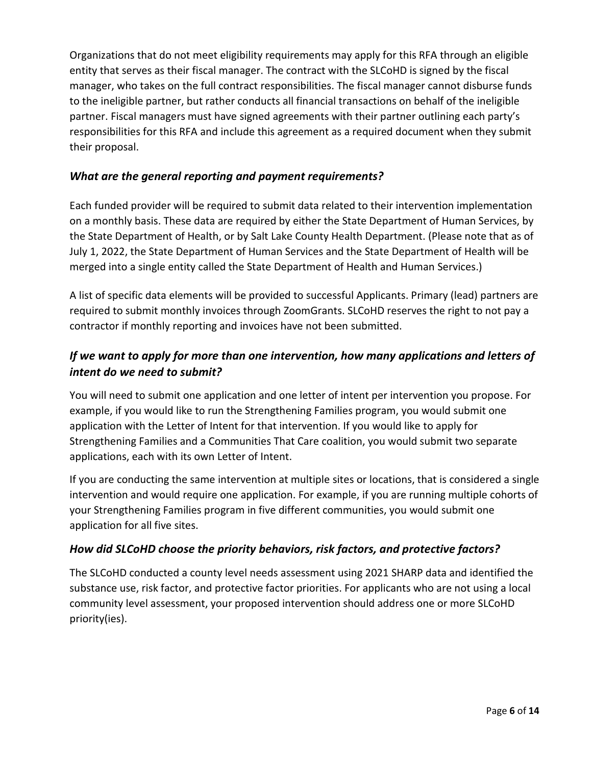Organizations that do not meet eligibility requirements may apply for this RFA through an eligible entity that serves as their fiscal manager. The contract with the SLCoHD is signed by the fiscal manager, who takes on the full contract responsibilities. The fiscal manager cannot disburse funds to the ineligible partner, but rather conducts all financial transactions on behalf of the ineligible partner. Fiscal managers must have signed agreements with their partner outlining each party's responsibilities for this RFA and include this agreement as a required document when they submit their proposal.

### *What are the general reporting and payment requirements?*

Each funded provider will be required to submit data related to their intervention implementation on a monthly basis. These data are required by either the State Department of Human Services, by the State Department of Health, or by Salt Lake County Health Department. (Please note that as of July 1, 2022, the State Department of Human Services and the State Department of Health will be merged into a single entity called the State Department of Health and Human Services.)

A list of specific data elements will be provided to successful Applicants. Primary (lead) partners are required to submit monthly invoices through ZoomGrants. SLCoHD reserves the right to not pay a contractor if monthly reporting and invoices have not been submitted.

### *If we want to apply for more than one intervention, how many applications and letters of intent do we need to submit?*

You will need to submit one application and one letter of intent per intervention you propose. For example, if you would like to run the Strengthening Families program, you would submit one application with the Letter of Intent for that intervention. If you would like to apply for Strengthening Families and a Communities That Care coalition, you would submit two separate applications, each with its own Letter of Intent.

If you are conducting the same intervention at multiple sites or locations, that is considered a single intervention and would require one application. For example, if you are running multiple cohorts of your Strengthening Families program in five different communities, you would submit one application for all five sites.

### *How did SLCoHD choose the priority behaviors, risk factors, and protective factors?*

The SLCoHD conducted a county level needs assessment using 2021 SHARP data and identified the substance use, risk factor, and protective factor priorities. For applicants who are not using a local community level assessment, your proposed intervention should address one or more SLCoHD priority(ies).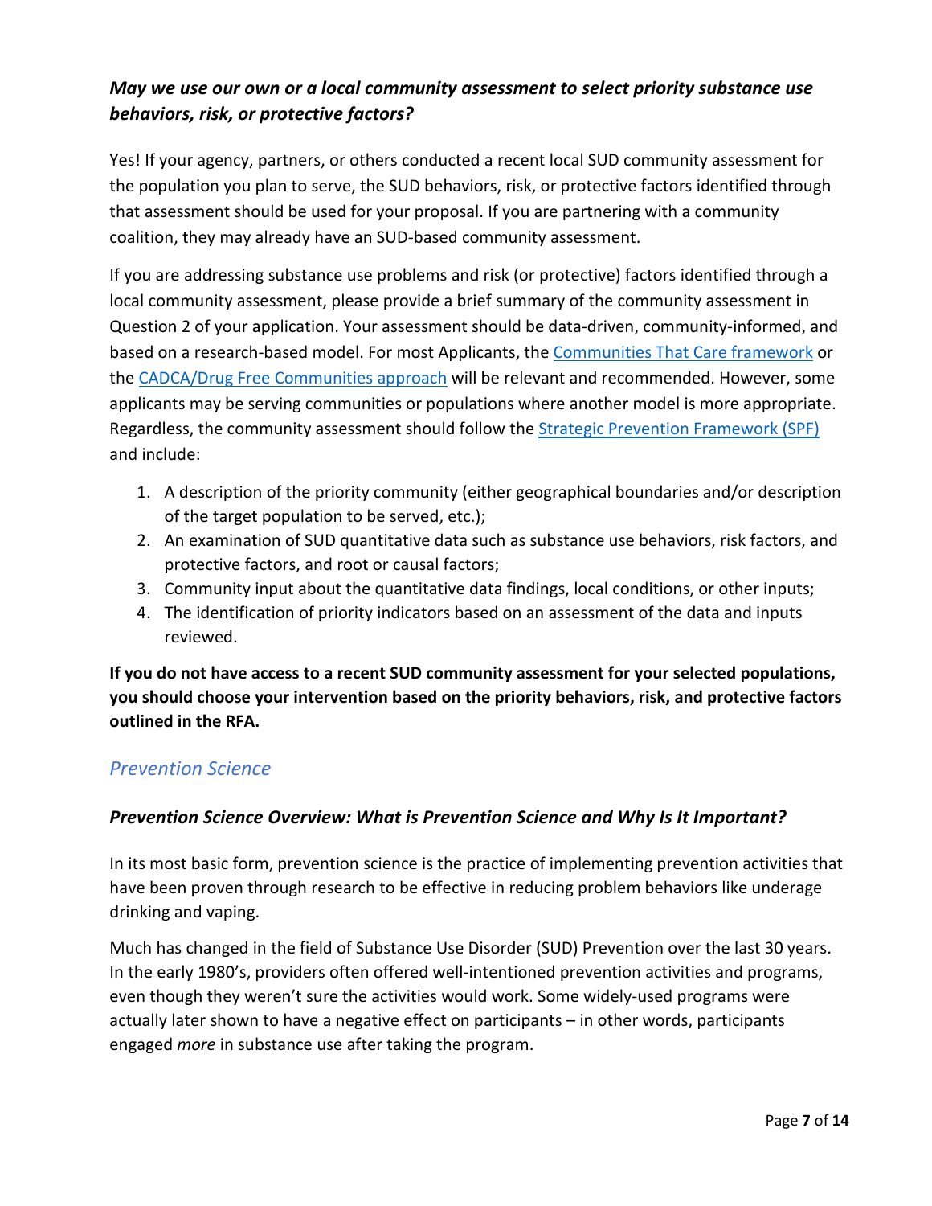### *May we use our own or a local community assessment to select priority substance use behaviors, risk, or protective factors?*

Yes! If your agency, partners, or others conducted a recent local SUD community assessment for the population you plan to serve, the SUD behaviors, risk, or protective factors identified through that assessment should be used for your proposal. If you are partnering with a community coalition, they may already have an SUD-based community assessment.

If you are addressing substance use problems and risk (or protective) factors identified through a local community assessment, please provide a brief summary of the community assessment in Question 2 of your application. Your assessment should be data-driven, community-informed, and based on a research-based model. For most Applicants, the Communities That Care framework or the CADCA/Drug Free Communities approach will be relevant and recommended. However, some applicants may be serving communities or populations where another model is more appropriate. Regardless, the community assessment should follow the Strategic Prevention Framework (SPF) and include:

1. A description of the priority community (either geographical boundaries and/or description of the target population to be served, etc.);
2. An examination of SUD quantitative data such as substance use behaviors, risk factors, and protective factors, and root or causal factors;
3. Community input about the quantitative data findings, local conditions, or other inputs;
4. The identification of priority indicators based on an assessment of the data and inputs reviewed.

**If you do not have access to a recent SUD community assessment for your selected populations, you should choose your intervention based on the priority behaviors, risk, and protective factors outlined in the RFA.**

## *Prevention Science*

### *Prevention Science Overview: What is Prevention Science and Why Is It Important?*

In its most basic form, prevention science is the practice of implementing prevention activities that have been proven through research to be effective in reducing problem behaviors like underage drinking and vaping.

Much has changed in the field of Substance Use Disorder (SUD) Prevention over the last 30 years. In the early 1980's, providers often offered well-intentioned prevention activities and programs, even though they weren't sure the activities would work. Some widely-used programs were actually later shown to have a negative effect on participants – in other words, participants engaged *more* in substance use after taking the program.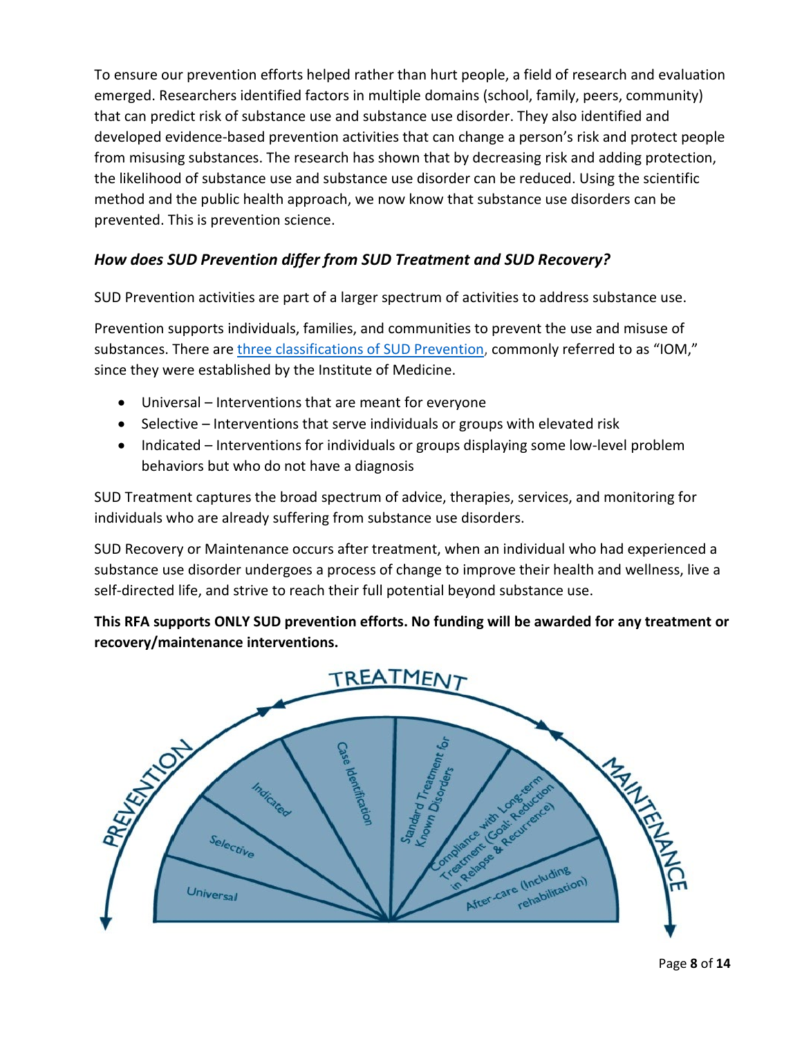To ensure our prevention efforts helped rather than hurt people, a field of research and evaluation emerged. Researchers identified factors in multiple domains (school, family, peers, community) that can predict risk of substance use and substance use disorder. They also identified and developed evidence-based prevention activities that can change a person's risk and protect people from misusing substances. The research has shown that by decreasing risk and adding protection, the likelihood of substance use and substance use disorder can be reduced. Using the scientific method and the public health approach, we now know that substance use disorders can be prevented. This is prevention science.

### *How does SUD Prevention differ from SUD Treatment and SUD Recovery?*

SUD Prevention activities are part of a larger spectrum of activities to address substance use.

Prevention supports individuals, families, and communities to prevent the use and misuse of substances. There are three classifications of SUD Prevention, commonly referred to as "IOM," since they were established by the Institute of Medicine.

- Universal – Interventions that are meant for everyone
- Selective – Interventions that serve individuals or groups with elevated risk
- Indicated – Interventions for individuals or groups displaying some low-level problem behaviors but who do not have a diagnosis

SUD Treatment captures the broad spectrum of advice, therapies, services, and monitoring for individuals who are already suffering from substance use disorders.

SUD Recovery or Maintenance occurs after treatment, when an individual who had experienced a substance use disorder undergoes a process of change to improve their health and wellness, live a self-directed life, and strive to reach their full potential beyond substance use.

**This RFA supports ONLY SUD prevention efforts. No funding will be awarded for any treatment or recovery/maintenance interventions.**

PREVENTION | TREATMENT | MAINTENANCE

Universal | Selective | Indicated | Case Identification | Standard Treatment for Known Disorders | Compliance with Long-term Treatment (Goal: Reduction in Relapse & Recurrence) | After-care (Including rehabilitation)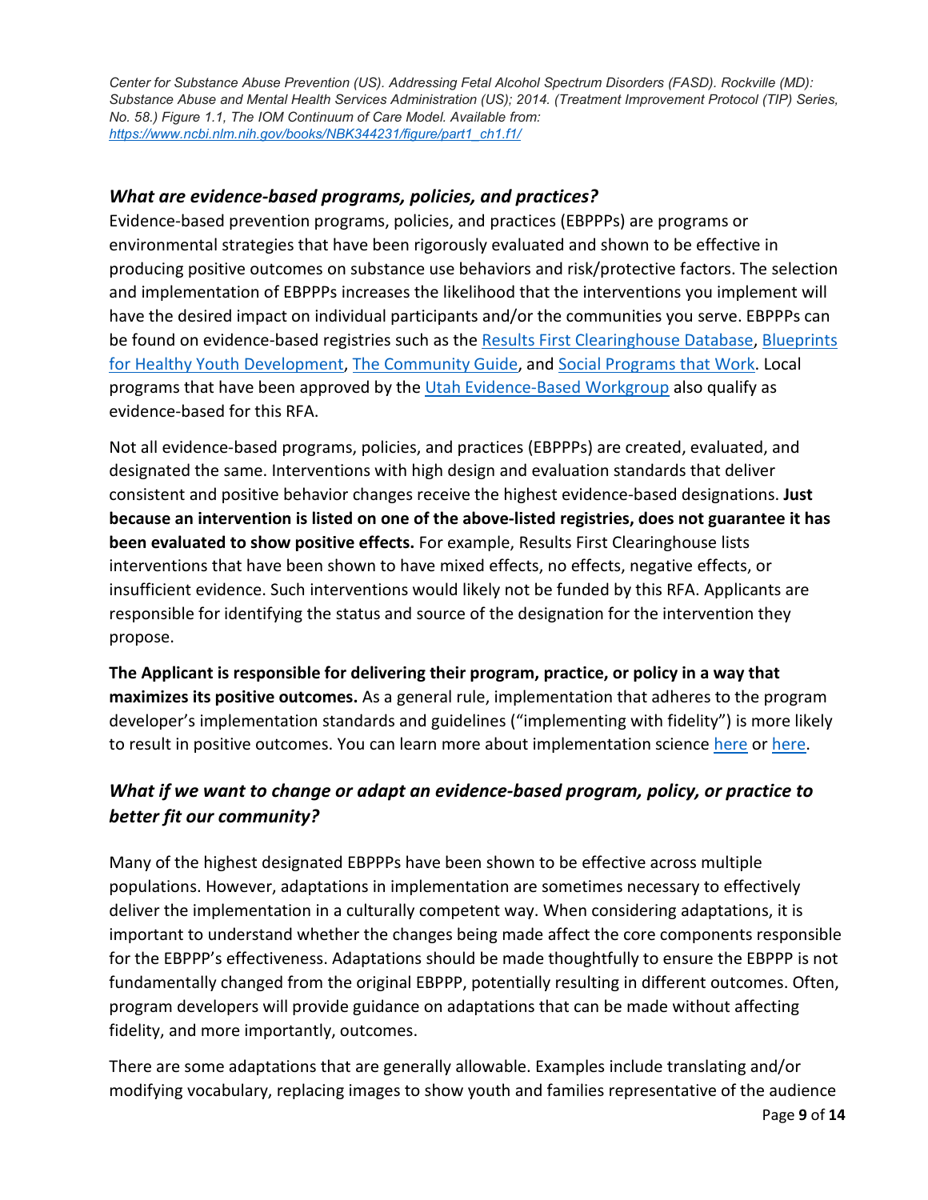*Center for Substance Abuse Prevention (US). Addressing Fetal Alcohol Spectrum Disorders (FASD). Rockville (MD): Substance Abuse and Mental Health Services Administration (US); 2014. (Treatment Improvement Protocol (TIP) Series, No. 58.) Figure 1.1, The IOM Continuum of Care Model. Available from: https://www.ncbi.nlm.nih.gov/books/NBK344231/figure/part1_ch1.f1/*

### *What are evidence-based programs, policies, and practices?*

Evidence-based prevention programs, policies, and practices (EBPPPs) are programs or environmental strategies that have been rigorously evaluated and shown to be effective in producing positive outcomes on substance use behaviors and risk/protective factors. The selection and implementation of EBPPPs increases the likelihood that the interventions you implement will have the desired impact on individual participants and/or the communities you serve. EBPPPs can be found on evidence-based registries such as the Results First Clearinghouse Database, Blueprints for Healthy Youth Development, The Community Guide, and Social Programs that Work. Local programs that have been approved by the Utah Evidence-Based Workgroup also qualify as evidence-based for this RFA.

Not all evidence-based programs, policies, and practices (EBPPPs) are created, evaluated, and designated the same. Interventions with high design and evaluation standards that deliver consistent and positive behavior changes receive the highest evidence-based designations. **Just because an intervention is listed on one of the above-listed registries, does not guarantee it has been evaluated to show positive effects.** For example, Results First Clearinghouse lists interventions that have been shown to have mixed effects, no effects, negative effects, or insufficient evidence. Such interventions would likely not be funded by this RFA. Applicants are responsible for identifying the status and source of the designation for the intervention they propose.

**The Applicant is responsible for delivering their program, practice, or policy in a way that maximizes its positive outcomes.** As a general rule, implementation that adheres to the program developer's implementation standards and guidelines ("implementing with fidelity") is more likely to result in positive outcomes. You can learn more about implementation science here or here.

### *What if we want to change or adapt an evidence-based program, policy, or practice to better fit our community?*

Many of the highest designated EBPPPs have been shown to be effective across multiple populations. However, adaptations in implementation are sometimes necessary to effectively deliver the implementation in a culturally competent way. When considering adaptations, it is important to understand whether the changes being made affect the core components responsible for the EBPPP's effectiveness. Adaptations should be made thoughtfully to ensure the EBPPP is not fundamentally changed from the original EBPPP, potentially resulting in different outcomes. Often, program developers will provide guidance on adaptations that can be made without affecting fidelity, and more importantly, outcomes.

There are some adaptations that are generally allowable. Examples include translating and/or modifying vocabulary, replacing images to show youth and families representative of the audience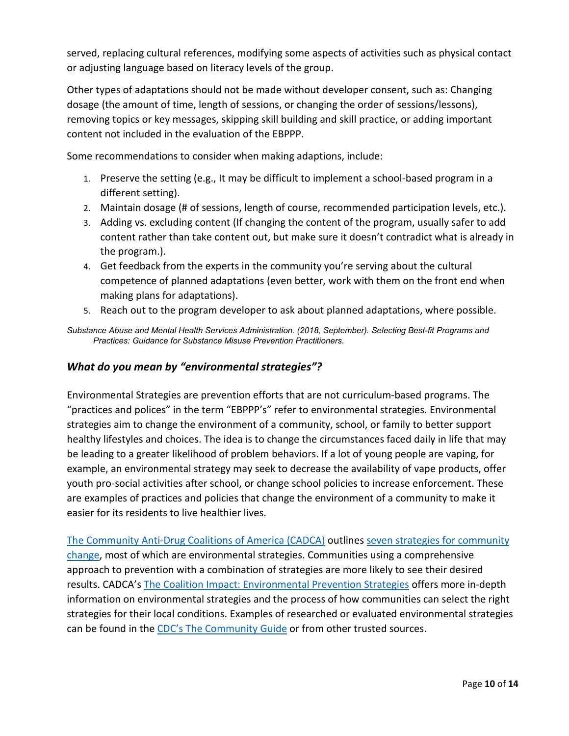served, replacing cultural references, modifying some aspects of activities such as physical contact or adjusting language based on literacy levels of the group.

Other types of adaptations should not be made without developer consent, such as: Changing dosage (the amount of time, length of sessions, or changing the order of sessions/lessons), removing topics or key messages, skipping skill building and skill practice, or adding important content not included in the evaluation of the EBPPP.

Some recommendations to consider when making adaptions, include:

1. Preserve the setting (e.g., It may be difficult to implement a school-based program in a different setting).
2. Maintain dosage (# of sessions, length of course, recommended participation levels, etc.).
3. Adding vs. excluding content (If changing the content of the program, usually safer to add content rather than take content out, but make sure it doesn't contradict what is already in the program.).
4. Get feedback from the experts in the community you're serving about the cultural competence of planned adaptations (even better, work with them on the front end when making plans for adaptations).
5. Reach out to the program developer to ask about planned adaptations, where possible.

*Substance Abuse and Mental Health Services Administration. (2018, September). Selecting Best-fit Programs and Practices: Guidance for Substance Misuse Prevention Practitioners.*

### *What do you mean by "environmental strategies"?*

Environmental Strategies are prevention efforts that are not curriculum-based programs. The "practices and polices" in the term "EBPPP's" refer to environmental strategies. Environmental strategies aim to change the environment of a community, school, or family to better support healthy lifestyles and choices. The idea is to change the circumstances faced daily in life that may be leading to a greater likelihood of problem behaviors. If a lot of young people are vaping, for example, an environmental strategy may seek to decrease the availability of vape products, offer youth pro-social activities after school, or change school policies to increase enforcement. These are examples of practices and policies that change the environment of a community to make it easier for its residents to live healthier lives.

The Community Anti-Drug Coalitions of America (CADCA) outlines seven strategies for community change, most of which are environmental strategies. Communities using a comprehensive approach to prevention with a combination of strategies are more likely to see their desired results. CADCA's The Coalition Impact: Environmental Prevention Strategies offers more in-depth information on environmental strategies and the process of how communities can select the right strategies for their local conditions. Examples of researched or evaluated environmental strategies can be found in the CDC's The Community Guide or from other trusted sources.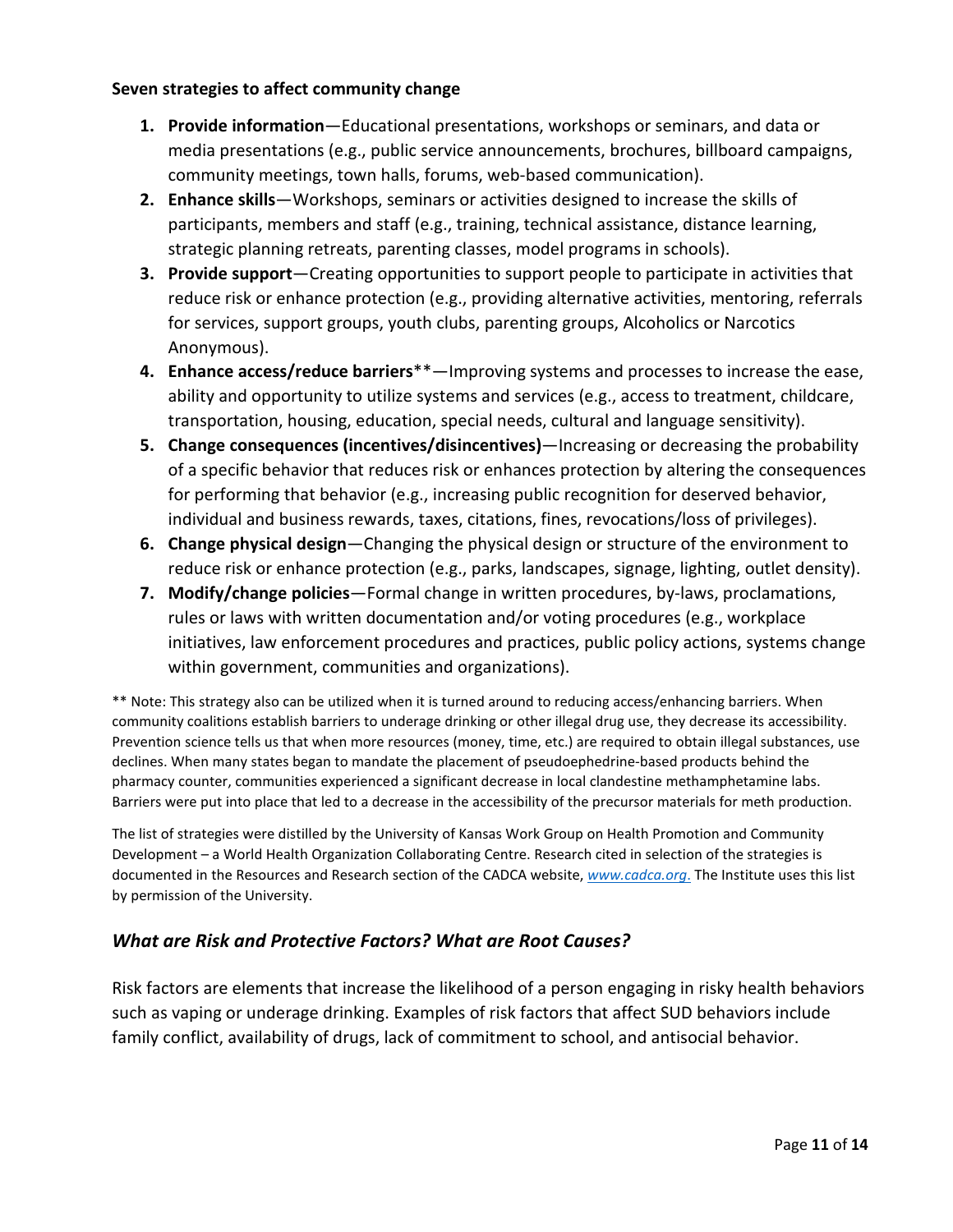**Seven strategies to affect community change**

1. **Provide information**—Educational presentations, workshops or seminars, and data or media presentations (e.g., public service announcements, brochures, billboard campaigns, community meetings, town halls, forums, web-based communication).
2. **Enhance skills**—Workshops, seminars or activities designed to increase the skills of participants, members and staff (e.g., training, technical assistance, distance learning, strategic planning retreats, parenting classes, model programs in schools).
3. **Provide support**—Creating opportunities to support people to participate in activities that reduce risk or enhance protection (e.g., providing alternative activities, mentoring, referrals for services, support groups, youth clubs, parenting groups, Alcoholics or Narcotics Anonymous).
4. **Enhance access/reduce barriers****—Improving systems and processes to increase the ease, ability and opportunity to utilize systems and services (e.g., access to treatment, childcare, transportation, housing, education, special needs, cultural and language sensitivity).
5. **Change consequences (incentives/disincentives)**—Increasing or decreasing the probability of a specific behavior that reduces risk or enhances protection by altering the consequences for performing that behavior (e.g., increasing public recognition for deserved behavior, individual and business rewards, taxes, citations, fines, revocations/loss of privileges).
6. **Change physical design**—Changing the physical design or structure of the environment to reduce risk or enhance protection (e.g., parks, landscapes, signage, lighting, outlet density).
7. **Modify/change policies**—Formal change in written procedures, by-laws, proclamations, rules or laws with written documentation and/or voting procedures (e.g., workplace initiatives, law enforcement procedures and practices, public policy actions, systems change within government, communities and organizations).

** Note: This strategy also can be utilized when it is turned around to reducing access/enhancing barriers. When community coalitions establish barriers to underage drinking or other illegal drug use, they decrease its accessibility. Prevention science tells us that when more resources (money, time, etc.) are required to obtain illegal substances, use declines. When many states began to mandate the placement of pseudoephedrine-based products behind the pharmacy counter, communities experienced a significant decrease in local clandestine methamphetamine labs. Barriers were put into place that led to a decrease in the accessibility of the precursor materials for meth production.

The list of strategies were distilled by the University of Kansas Work Group on Health Promotion and Community Development – a World Health Organization Collaborating Centre. Research cited in selection of the strategies is documented in the Resources and Research section of the CADCA website, *www.cadca.org*. The Institute uses this list by permission of the University.

## *What are Risk and Protective Factors? What are Root Causes?*

Risk factors are elements that increase the likelihood of a person engaging in risky health behaviors such as vaping or underage drinking. Examples of risk factors that affect SUD behaviors include family conflict, availability of drugs, lack of commitment to school, and antisocial behavior.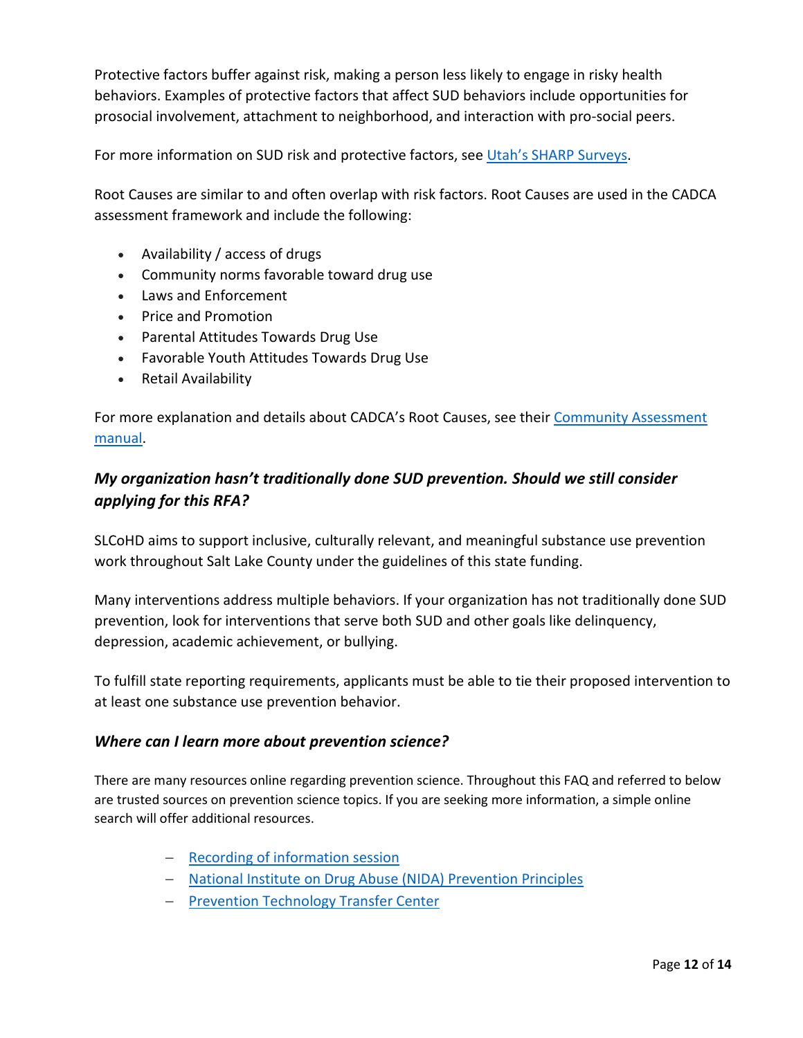Protective factors buffer against risk, making a person less likely to engage in risky health behaviors. Examples of protective factors that affect SUD behaviors include opportunities for prosocial involvement, attachment to neighborhood, and interaction with pro-social peers.

For more information on SUD risk and protective factors, see Utah's SHARP Surveys.

Root Causes are similar to and often overlap with risk factors. Root Causes are used in the CADCA assessment framework and include the following:

- Availability / access of drugs
- Community norms favorable toward drug use
- Laws and Enforcement
- Price and Promotion
- Parental Attitudes Towards Drug Use
- Favorable Youth Attitudes Towards Drug Use
- Retail Availability

For more explanation and details about CADCA's Root Causes, see their Community Assessment manual.

### *My organization hasn't traditionally done SUD prevention. Should we still consider applying for this RFA?*

SLCoHD aims to support inclusive, culturally relevant, and meaningful substance use prevention work throughout Salt Lake County under the guidelines of this state funding.

Many interventions address multiple behaviors. If your organization has not traditionally done SUD prevention, look for interventions that serve both SUD and other goals like delinquency, depression, academic achievement, or bullying.

To fulfill state reporting requirements, applicants must be able to tie their proposed intervention to at least one substance use prevention behavior.

### *Where can I learn more about prevention science?*

There are many resources online regarding prevention science. Throughout this FAQ and referred to below are trusted sources on prevention science topics. If you are seeking more information, a simple online search will offer additional resources.

- Recording of information session
- National Institute on Drug Abuse (NIDA) Prevention Principles
- Prevention Technology Transfer Center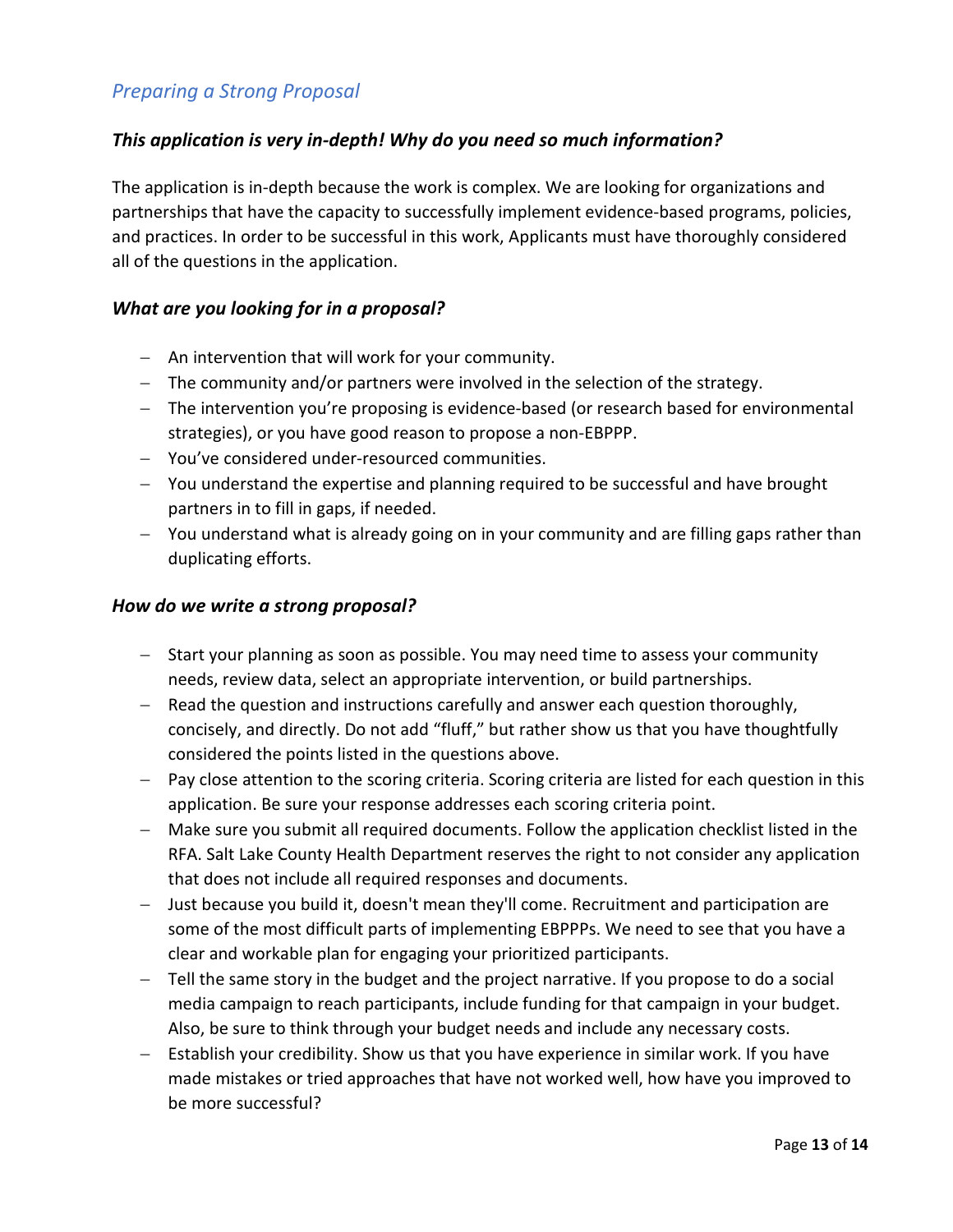## *Preparing a Strong Proposal*

### *This application is very in-depth! Why do you need so much information?*

The application is in-depth because the work is complex. We are looking for organizations and partnerships that have the capacity to successfully implement evidence-based programs, policies, and practices. In order to be successful in this work, Applicants must have thoroughly considered all of the questions in the application.

### *What are you looking for in a proposal?*

- An intervention that will work for your community.
- The community and/or partners were involved in the selection of the strategy.
- The intervention you're proposing is evidence-based (or research based for environmental strategies), or you have good reason to propose a non-EBPPP.
- You've considered under-resourced communities.
- You understand the expertise and planning required to be successful and have brought partners in to fill in gaps, if needed.
- You understand what is already going on in your community and are filling gaps rather than duplicating efforts.

### *How do we write a strong proposal?*

- Start your planning as soon as possible. You may need time to assess your community needs, review data, select an appropriate intervention, or build partnerships.
- Read the question and instructions carefully and answer each question thoroughly, concisely, and directly. Do not add "fluff," but rather show us that you have thoughtfully considered the points listed in the questions above.
- Pay close attention to the scoring criteria. Scoring criteria are listed for each question in this application. Be sure your response addresses each scoring criteria point.
- Make sure you submit all required documents. Follow the application checklist listed in the RFA. Salt Lake County Health Department reserves the right to not consider any application that does not include all required responses and documents.
- Just because you build it, doesn't mean they'll come. Recruitment and participation are some of the most difficult parts of implementing EBPPPs. We need to see that you have a clear and workable plan for engaging your prioritized participants.
- Tell the same story in the budget and the project narrative. If you propose to do a social media campaign to reach participants, include funding for that campaign in your budget. Also, be sure to think through your budget needs and include any necessary costs.
- Establish your credibility. Show us that you have experience in similar work. If you have made mistakes or tried approaches that have not worked well, how have you improved to be more successful?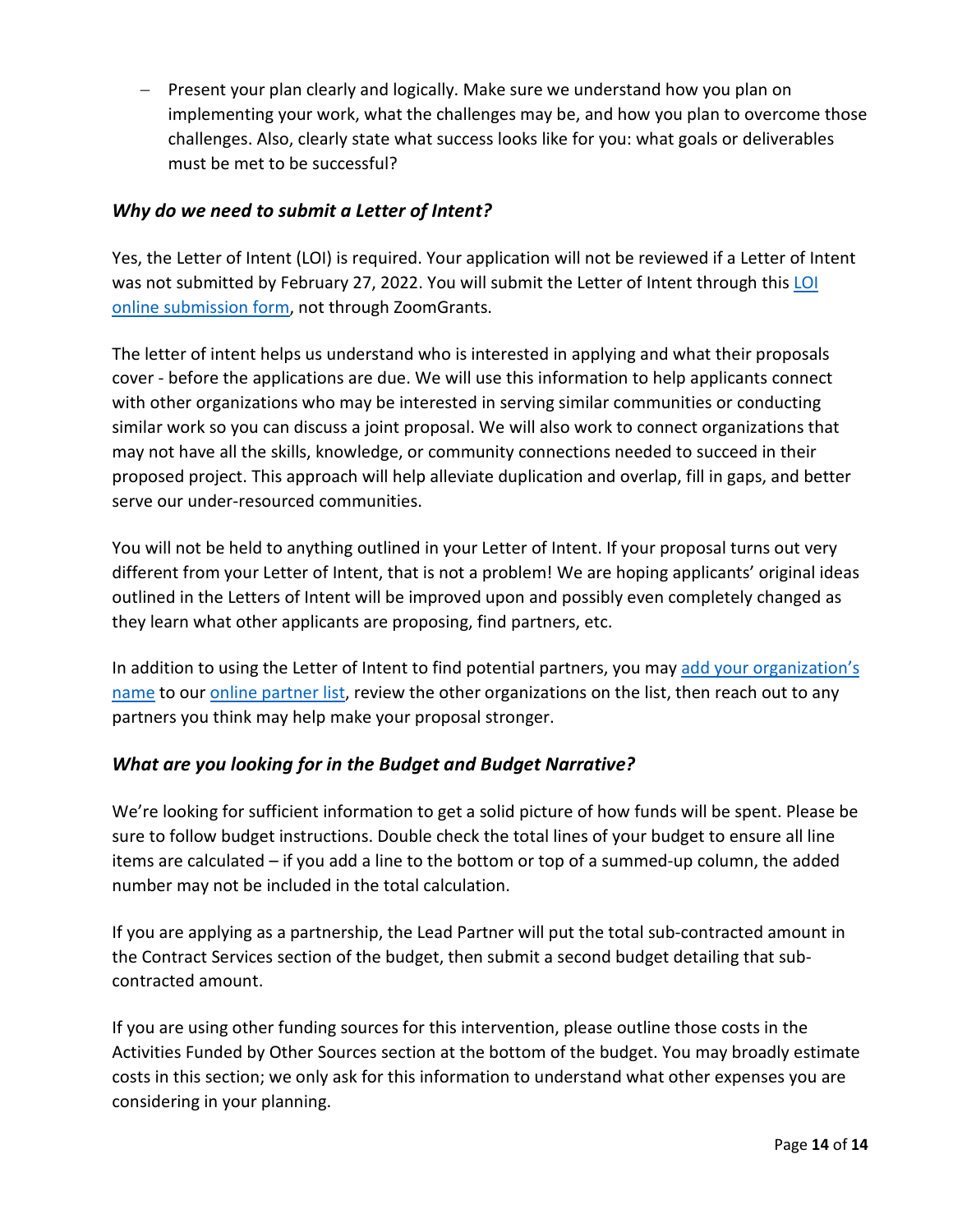- Present your plan clearly and logically. Make sure we understand how you plan on implementing your work, what the challenges may be, and how you plan to overcome those challenges. Also, clearly state what success looks like for you: what goals or deliverables must be met to be successful?

### *Why do we need to submit a Letter of Intent?*

Yes, the Letter of Intent (LOI) is required. Your application will not be reviewed if a Letter of Intent was not submitted by February 27, 2022. You will submit the Letter of Intent through this LOI online submission form, not through ZoomGrants.

The letter of intent helps us understand who is interested in applying and what their proposals cover - before the applications are due. We will use this information to help applicants connect with other organizations who may be interested in serving similar communities or conducting similar work so you can discuss a joint proposal. We will also work to connect organizations that may not have all the skills, knowledge, or community connections needed to succeed in their proposed project. This approach will help alleviate duplication and overlap, fill in gaps, and better serve our under-resourced communities.

You will not be held to anything outlined in your Letter of Intent. If your proposal turns out very different from your Letter of Intent, that is not a problem! We are hoping applicants' original ideas outlined in the Letters of Intent will be improved upon and possibly even completely changed as they learn what other applicants are proposing, find partners, etc.

In addition to using the Letter of Intent to find potential partners, you may add your organization's name to our online partner list, review the other organizations on the list, then reach out to any partners you think may help make your proposal stronger.

### *What are you looking for in the Budget and Budget Narrative?*

We're looking for sufficient information to get a solid picture of how funds will be spent. Please be sure to follow budget instructions. Double check the total lines of your budget to ensure all line items are calculated – if you add a line to the bottom or top of a summed-up column, the added number may not be included in the total calculation.

If you are applying as a partnership, the Lead Partner will put the total sub-contracted amount in the Contract Services section of the budget, then submit a second budget detailing that sub-contracted amount.

If you are using other funding sources for this intervention, please outline those costs in the Activities Funded by Other Sources section at the bottom of the budget. You may broadly estimate costs in this section; we only ask for this information to understand what other expenses you are considering in your planning.